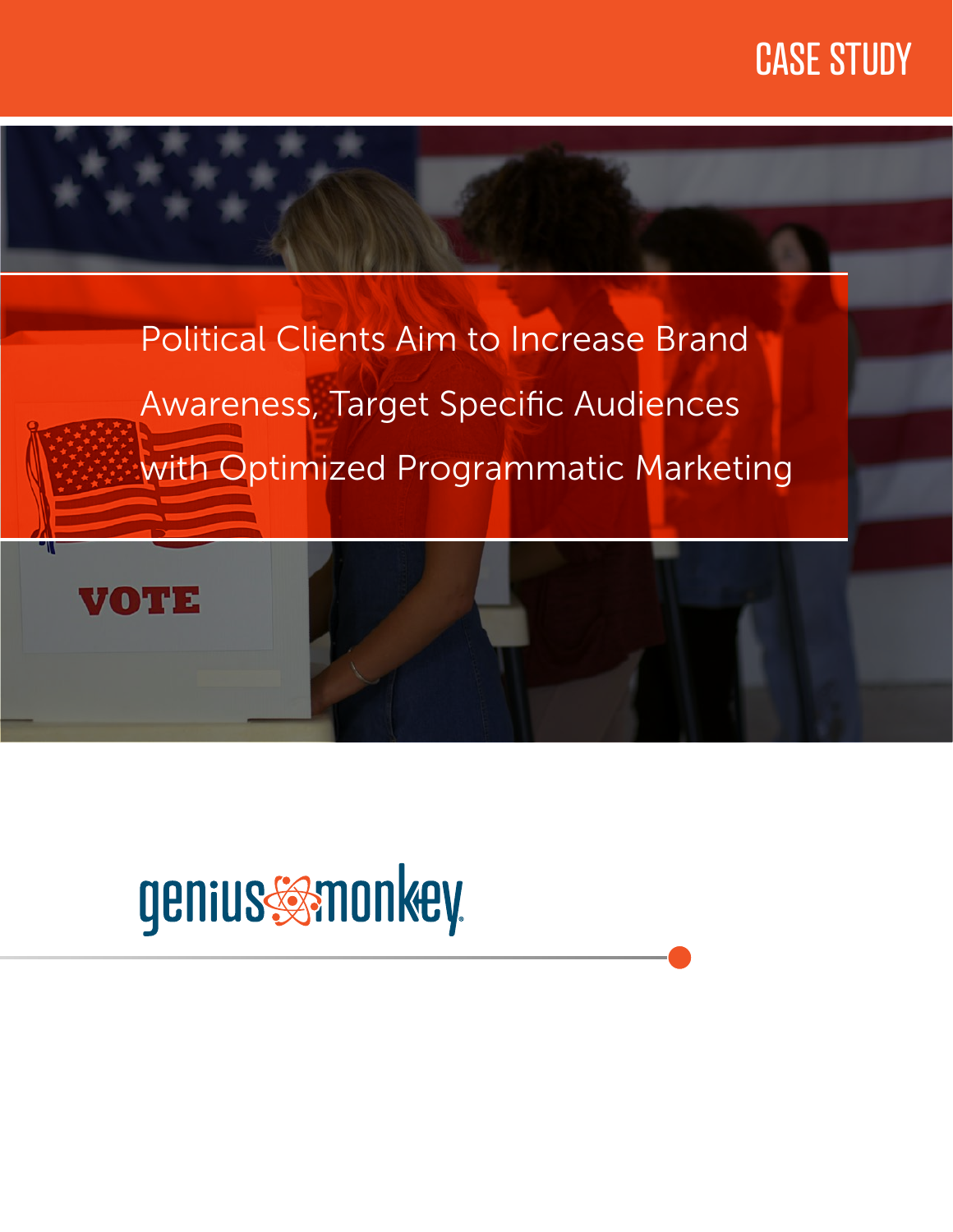CASE STUDY

# Political Clients Aim to Increase Brand Awareness, Target Specific Audiences with Optimized Programmatic Marketing

genius monkey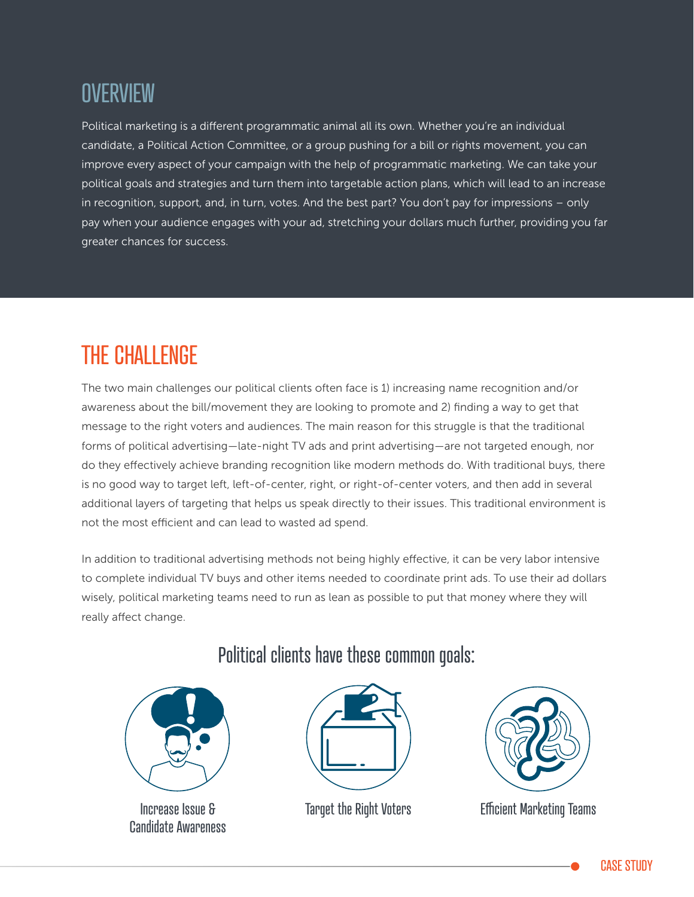## OVERVIEW

Political marketing is a different programmatic animal all its own. Whether you're an individual candidate, a Political Action Committee, or a group pushing for a bill or rights movement, you can improve every aspect of your campaign with the help of programmatic marketing. We can take your political goals and strategies and turn them into targetable action plans, which will lead to an increase in recognition, support, and, in turn, votes. And the best part? You don't pay for impressions – only pay when your audience engages with your ad, stretching your dollars much further, providing you far greater chances for success.

## THE CHALLENGE

The two main challenges our political clients often face is 1) increasing name recognition and/or awareness about the bill/movement they are looking to promote and 2) finding a way to get that message to the right voters and audiences. The main reason for this struggle is that the traditional forms of political advertising—late-night TV ads and print advertising—are not targeted enough, nor do they effectively achieve branding recognition like modern methods do. With traditional buys, there is no good way to target left, left-of-center, right, or right-of-center voters, and then add in several additional layers of targeting that helps us speak directly to their issues. This traditional environment is not the most efficient and can lead to wasted ad spend.

In addition to traditional advertising methods not being highly effective, it can be very labor intensive to complete individual TV buys and other items needed to coordinate print ads. To use their ad dollars wisely, political marketing teams need to run as lean as possible to put that money where they will really affect change.

### Political clients have these common goals:

- Increase Issue & Candidate Awareness
- Target the Right Voters
- Efficient Marketing Teams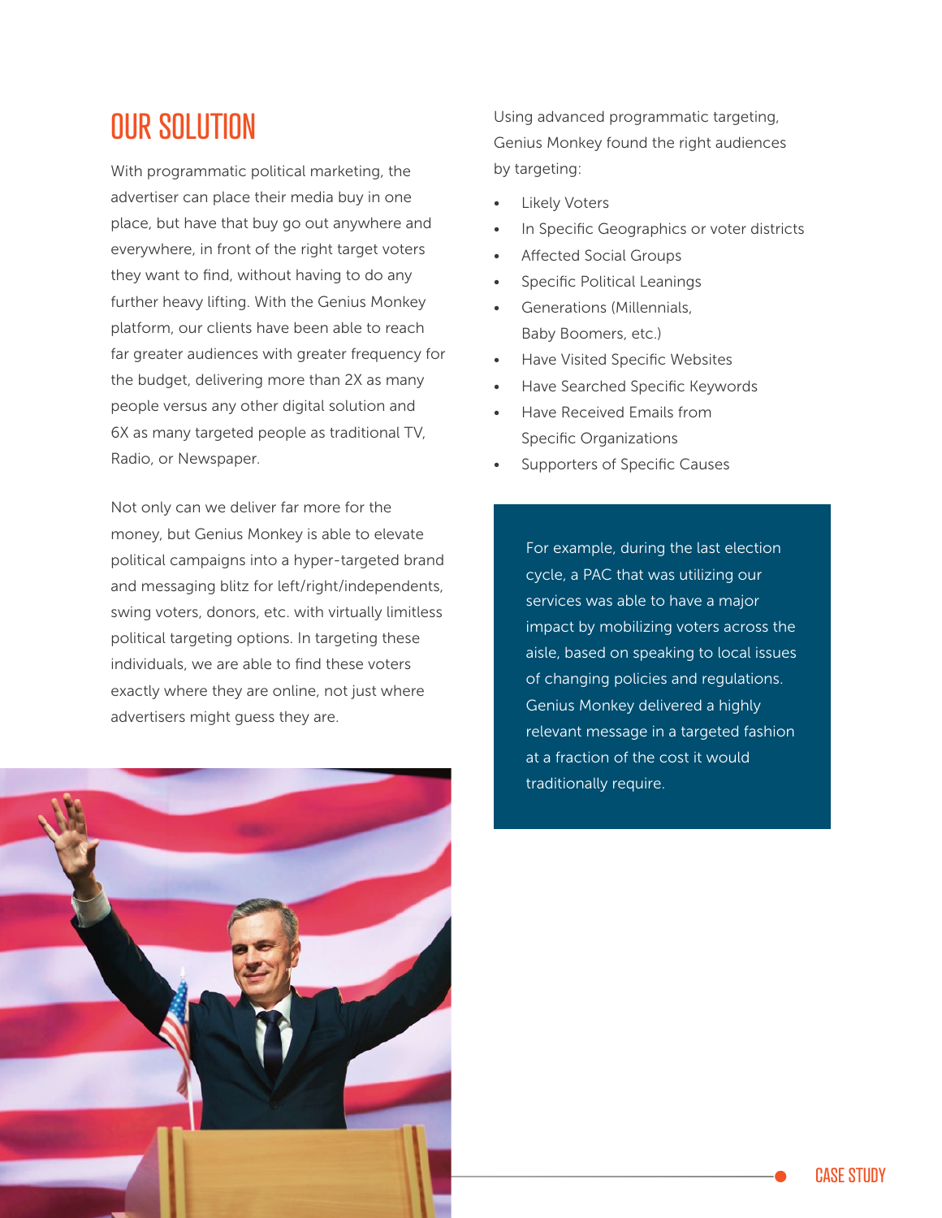# OUR SOLUTION

With programmatic political marketing, the advertiser can place their media buy in one place, but have that buy go out anywhere and everywhere, in front of the right target voters they want to find, without having to do any further heavy lifting. With the Genius Monkey platform, our clients have been able to reach far greater audiences with greater frequency for the budget, delivering more than 2X as many people versus any other digital solution and 6X as many targeted people as traditional TV, Radio, or Newspaper.

Not only can we deliver far more for the money, but Genius Monkey is able to elevate political campaigns into a hyper-targeted brand and messaging blitz for left/right/independents, swing voters, donors, etc. with virtually limitless political targeting options. In targeting these individuals, we are able to find these voters exactly where they are online, not just where advertisers might guess they are.

Using advanced programmatic targeting, Genius Monkey found the right audiences by targeting:

- Likely Voters
- In Specific Geographics or voter districts
- Affected Social Groups
- Specific Political Leanings
- Generations (Millennials, Baby Boomers, etc.)
- Have Visited Specific Websites
- Have Searched Specific Keywords
- Have Received Emails from Specific Organizations
- Supporters of Specific Causes

For example, during the last election cycle, a PAC that was utilizing our services was able to have a major impact by mobilizing voters across the aisle, based on speaking to local issues of changing policies and regulations. Genius Monkey delivered a highly relevant message in a targeted fashion at a fraction of the cost it would traditionally require.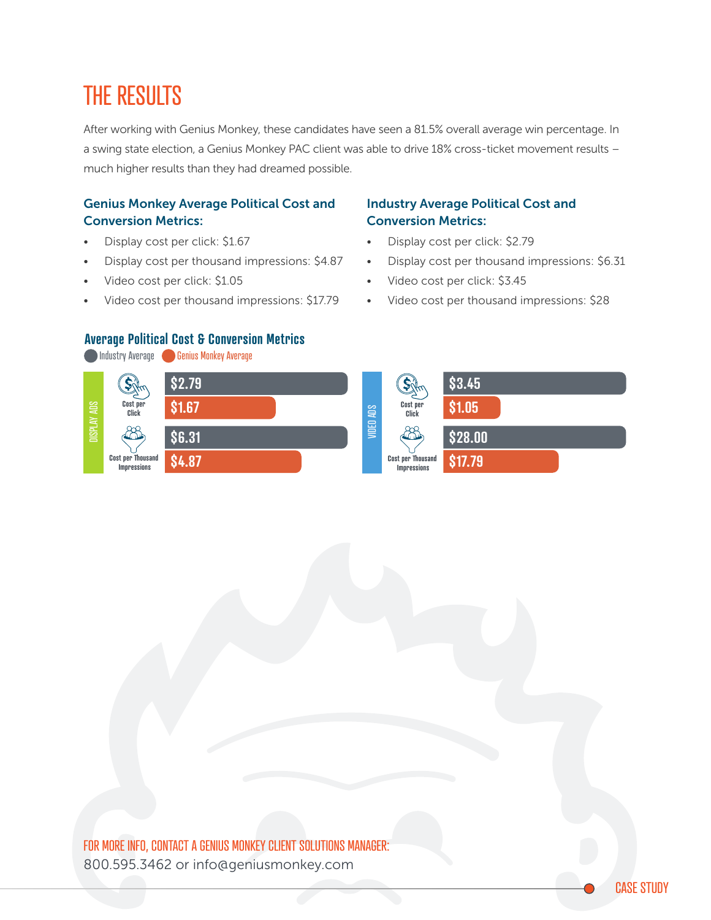# THE RESULTS

After working with Genius Monkey, these candidates have seen a 81.5% overall average win percentage. In a swing state election, a Genius Monkey PAC client was able to drive 18% cross-ticket movement results – much higher results than they had dreamed possible.

### Genius Monkey Average Political Cost and Conversion Metrics:

- Display cost per click: $1.67
- Display cost per thousand impressions: $4.87
- Video cost per click: $1.05
- Video cost per thousand impressions: $17.79

### Industry Average Political Cost and Conversion Metrics:

- Display cost per click: $2.79
- Display cost per thousand impressions: $6.31
- Video cost per click: $3.45
- Video cost per thousand impressions: $28

**Average Political Cost & Conversion Metrics**

Industry Average
Genius Monkey Average

DISPLAY ADS

Cost per Click
$2.79
$1.67

Cost per Thousand Impressions
$6.31
$4.87

VIDEO ADS

Cost per Click
$3.45
$1.05

Cost per Thousand Impressions
$28.00
$17.79

FOR MORE INFO, CONTACT A GENIUS MONKEY CLIENT SOLUTIONS MANAGER:
800.595.3462 or info@geniusmonkey.com